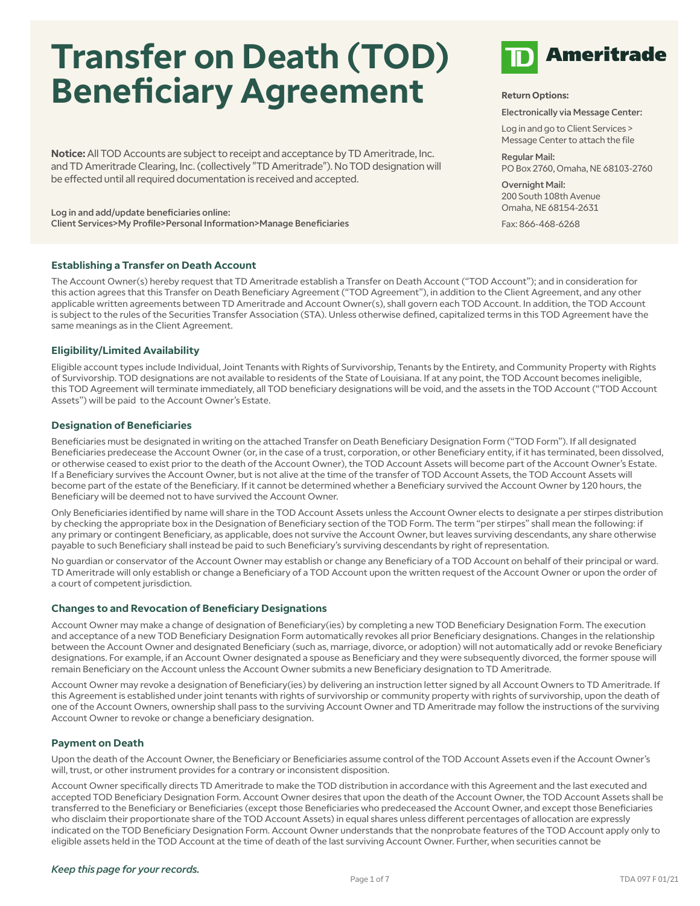# Transfer on Death (TOD) Beneficiary Agreement

**TD Ameritrade**

**Return Options:**

**Electronically via Message Center:**

Log in and go to Client Services > Message Center to attach the file

**Regular Mail:**
PO Box 2760, Omaha, NE 68103-2760

**Overnight Mail:**
200 South 108th Avenue
Omaha, NE 68154-2631

Fax: 866-468-6268

**Notice:** All TOD Accounts are subject to receipt and acceptance by TD Ameritrade, Inc. and TD Ameritrade Clearing, Inc. (collectively "TD Ameritrade"). No TOD designation will be effected until all required documentation is received and accepted.

Log in and add/update beneficiaries online:
Client Services>My Profile>Personal Information>Manage Beneficiaries

### Establishing a Transfer on Death Account

The Account Owner(s) hereby request that TD Ameritrade establish a Transfer on Death Account ("TOD Account"); and in consideration for this action agrees that this Transfer on Death Beneficiary Agreement ("TOD Agreement"), in addition to the Client Agreement, and any other applicable written agreements between TD Ameritrade and Account Owner(s), shall govern each TOD Account. In addition, the TOD Account is subject to the rules of the Securities Transfer Association (STA). Unless otherwise defined, capitalized terms in this TOD Agreement have the same meanings as in the Client Agreement.

### Eligibility/Limited Availability

Eligible account types include Individual, Joint Tenants with Rights of Survivorship, Tenants by the Entirety, and Community Property with Rights of Survivorship. TOD designations are not available to residents of the State of Louisiana. If at any point, the TOD Account becomes ineligible, this TOD Agreement will terminate immediately, all TOD beneficiary designations will be void, and the assets in the TOD Account ("TOD Account Assets") will be paid to the Account Owner's Estate.

### Designation of Beneficiaries

Beneficiaries must be designated in writing on the attached Transfer on Death Beneficiary Designation Form ("TOD Form"). If all designated Beneficiaries predecease the Account Owner (or, in the case of a trust, corporation, or other Beneficiary entity, if it has terminated, been dissolved, or otherwise ceased to exist prior to the death of the Account Owner), the TOD Account Assets will become part of the Account Owner's Estate. If a Beneficiary survives the Account Owner, but is not alive at the time of the transfer of TOD Account Assets, the TOD Account Assets will become part of the estate of the Beneficiary. If it cannot be determined whether a Beneficiary survived the Account Owner by 120 hours, the Beneficiary will be deemed not to have survived the Account Owner.

Only Beneficiaries identified by name will share in the TOD Account Assets unless the Account Owner elects to designate a per stirpes distribution by checking the appropriate box in the Designation of Beneficiary section of the TOD Form. The term "per stirpes" shall mean the following: if any primary or contingent Beneficiary, as applicable, does not survive the Account Owner, but leaves surviving descendants, any share otherwise payable to such Beneficiary shall instead be paid to such Beneficiary's surviving descendants by right of representation.

No guardian or conservator of the Account Owner may establish or change any Beneficiary of a TOD Account on behalf of their principal or ward. TD Ameritrade will only establish or change a Beneficiary of a TOD Account upon the written request of the Account Owner or upon the order of a court of competent jurisdiction.

### Changes to and Revocation of Beneficiary Designations

Account Owner may make a change of designation of Beneficiary(ies) by completing a new TOD Beneficiary Designation Form. The execution and acceptance of a new TOD Beneficiary Designation Form automatically revokes all prior Beneficiary designations. Changes in the relationship between the Account Owner and designated Beneficiary (such as, marriage, divorce, or adoption) will not automatically add or revoke Beneficiary designations. For example, if an Account Owner designated a spouse as Beneficiary and they were subsequently divorced, the former spouse will remain Beneficiary on the Account unless the Account Owner submits a new Beneficiary designation to TD Ameritrade.

Account Owner may revoke a designation of Beneficiary(ies) by delivering an instruction letter signed by all Account Owners to TD Ameritrade. If this Agreement is established under joint tenants with rights of survivorship or community property with rights of survivorship, upon the death of one of the Account Owners, ownership shall pass to the surviving Account Owner and TD Ameritrade may follow the instructions of the surviving Account Owner to revoke or change a beneficiary designation.

### Payment on Death

Upon the death of the Account Owner, the Beneficiary or Beneficiaries assume control of the TOD Account Assets even if the Account Owner's will, trust, or other instrument provides for a contrary or inconsistent disposition.

Account Owner specifically directs TD Ameritrade to make the TOD distribution in accordance with this Agreement and the last executed and accepted TOD Beneficiary Designation Form. Account Owner desires that upon the death of the Account Owner, the TOD Account Assets shall be transferred to the Beneficiary or Beneficiaries (except those Beneficiaries who predeceased the Account Owner, and except those Beneficiaries who disclaim their proportionate share of the TOD Account Assets) in equal shares unless different percentages of allocation are expressly indicated on the TOD Beneficiary Designation Form. Account Owner understands that the nonprobate features of the TOD Account apply only to eligible assets held in the TOD Account at the time of death of the last surviving Account Owner. Further, when securities cannot be

*Keep this page for your records.*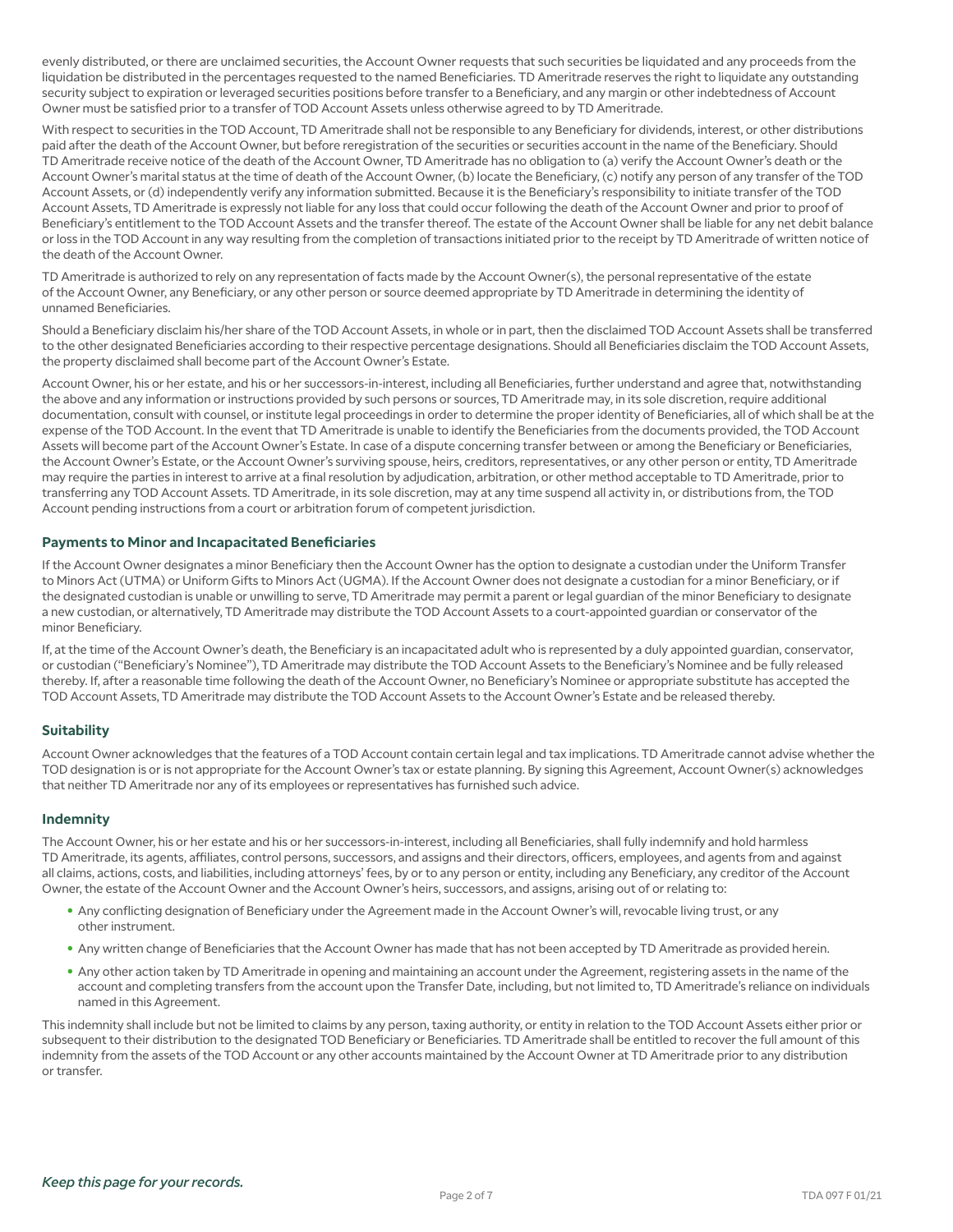evenly distributed, or there are unclaimed securities, the Account Owner requests that such securities be liquidated and any proceeds from the liquidation be distributed in the percentages requested to the named Beneficiaries. TD Ameritrade reserves the right to liquidate any outstanding security subject to expiration or leveraged securities positions before transfer to a Beneficiary, and any margin or other indebtedness of Account Owner must be satisfied prior to a transfer of TOD Account Assets unless otherwise agreed to by TD Ameritrade.

With respect to securities in the TOD Account, TD Ameritrade shall not be responsible to any Beneficiary for dividends, interest, or other distributions paid after the death of the Account Owner, but before reregistration of the securities or securities account in the name of the Beneficiary. Should TD Ameritrade receive notice of the death of the Account Owner, TD Ameritrade has no obligation to (a) verify the Account Owner's death or the Account Owner's marital status at the time of death of the Account Owner, (b) locate the Beneficiary, (c) notify any person of any transfer of the TOD Account Assets, or (d) independently verify any information submitted. Because it is the Beneficiary's responsibility to initiate transfer of the TOD Account Assets, TD Ameritrade is expressly not liable for any loss that could occur following the death of the Account Owner and prior to proof of Beneficiary's entitlement to the TOD Account Assets and the transfer thereof. The estate of the Account Owner shall be liable for any net debit balance or loss in the TOD Account in any way resulting from the completion of transactions initiated prior to the receipt by TD Ameritrade of written notice of the death of the Account Owner.

TD Ameritrade is authorized to rely on any representation of facts made by the Account Owner(s), the personal representative of the estate of the Account Owner, any Beneficiary, or any other person or source deemed appropriate by TD Ameritrade in determining the identity of unnamed Beneficiaries.

Should a Beneficiary disclaim his/her share of the TOD Account Assets, in whole or in part, then the disclaimed TOD Account Assets shall be transferred to the other designated Beneficiaries according to their respective percentage designations. Should all Beneficiaries disclaim the TOD Account Assets, the property disclaimed shall become part of the Account Owner's Estate.

Account Owner, his or her estate, and his or her successors-in-interest, including all Beneficiaries, further understand and agree that, notwithstanding the above and any information or instructions provided by such persons or sources, TD Ameritrade may, in its sole discretion, require additional documentation, consult with counsel, or institute legal proceedings in order to determine the proper identity of Beneficiaries, all of which shall be at the expense of the TOD Account. In the event that TD Ameritrade is unable to identify the Beneficiaries from the documents provided, the TOD Account Assets will become part of the Account Owner's Estate. In case of a dispute concerning transfer between or among the Beneficiary or Beneficiaries, the Account Owner's Estate, or the Account Owner's surviving spouse, heirs, creditors, representatives, or any other person or entity, TD Ameritrade may require the parties in interest to arrive at a final resolution by adjudication, arbitration, or other method acceptable to TD Ameritrade, prior to transferring any TOD Account Assets. TD Ameritrade, in its sole discretion, may at any time suspend all activity in, or distributions from, the TOD Account pending instructions from a court or arbitration forum of competent jurisdiction.

### Payments to Minor and Incapacitated Beneficiaries

If the Account Owner designates a minor Beneficiary then the Account Owner has the option to designate a custodian under the Uniform Transfer to Minors Act (UTMA) or Uniform Gifts to Minors Act (UGMA). If the Account Owner does not designate a custodian for a minor Beneficiary, or if the designated custodian is unable or unwilling to serve, TD Ameritrade may permit a parent or legal guardian of the minor Beneficiary to designate a new custodian, or alternatively, TD Ameritrade may distribute the TOD Account Assets to a court-appointed guardian or conservator of the minor Beneficiary.

If, at the time of the Account Owner's death, the Beneficiary is an incapacitated adult who is represented by a duly appointed guardian, conservator, or custodian ("Beneficiary's Nominee"), TD Ameritrade may distribute the TOD Account Assets to the Beneficiary's Nominee and be fully released thereby. If, after a reasonable time following the death of the Account Owner, no Beneficiary's Nominee or appropriate substitute has accepted the TOD Account Assets, TD Ameritrade may distribute the TOD Account Assets to the Account Owner's Estate and be released thereby.

### Suitability

Account Owner acknowledges that the features of a TOD Account contain certain legal and tax implications. TD Ameritrade cannot advise whether the TOD designation is or is not appropriate for the Account Owner's tax or estate planning. By signing this Agreement, Account Owner(s) acknowledges that neither TD Ameritrade nor any of its employees or representatives has furnished such advice.

### Indemnity

The Account Owner, his or her estate and his or her successors-in-interest, including all Beneficiaries, shall fully indemnify and hold harmless TD Ameritrade, its agents, affiliates, control persons, successors, and assigns and their directors, officers, employees, and agents from and against all claims, actions, costs, and liabilities, including attorneys' fees, by or to any person or entity, including any Beneficiary, any creditor of the Account Owner, the estate of the Account Owner and the Account Owner's heirs, successors, and assigns, arising out of or relating to:

- Any conflicting designation of Beneficiary under the Agreement made in the Account Owner's will, revocable living trust, or any other instrument.
- Any written change of Beneficiaries that the Account Owner has made that has not been accepted by TD Ameritrade as provided herein.
- Any other action taken by TD Ameritrade in opening and maintaining an account under the Agreement, registering assets in the name of the account and completing transfers from the account upon the Transfer Date, including, but not limited to, TD Ameritrade's reliance on individuals named in this Agreement.

This indemnity shall include but not be limited to claims by any person, taxing authority, or entity in relation to the TOD Account Assets either prior or subsequent to their distribution to the designated TOD Beneficiary or Beneficiaries. TD Ameritrade shall be entitled to recover the full amount of this indemnity from the assets of the TOD Account or any other accounts maintained by the Account Owner at TD Ameritrade prior to any distribution or transfer.

*Keep this page for your records.*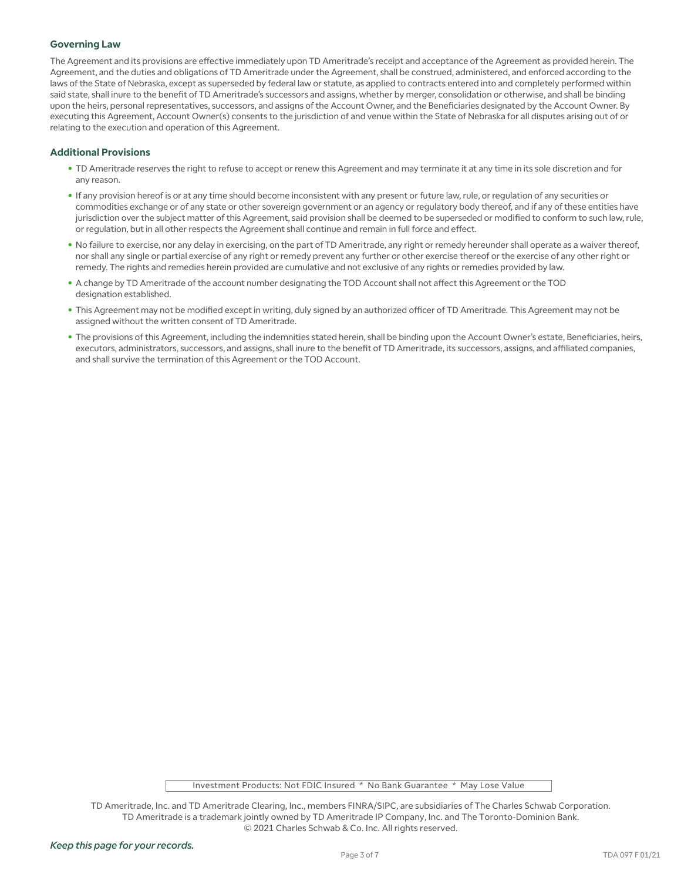### Governing Law

The Agreement and its provisions are effective immediately upon TD Ameritrade's receipt and acceptance of the Agreement as provided herein. The Agreement, and the duties and obligations of TD Ameritrade under the Agreement, shall be construed, administered, and enforced according to the laws of the State of Nebraska, except as superseded by federal law or statute, as applied to contracts entered into and completely performed within said state, shall inure to the benefit of TD Ameritrade's successors and assigns, whether by merger, consolidation or otherwise, and shall be binding upon the heirs, personal representatives, successors, and assigns of the Account Owner, and the Beneficiaries designated by the Account Owner. By executing this Agreement, Account Owner(s) consents to the jurisdiction of and venue within the State of Nebraska for all disputes arising out of or relating to the execution and operation of this Agreement.

### Additional Provisions

- TD Ameritrade reserves the right to refuse to accept or renew this Agreement and may terminate it at any time in its sole discretion and for any reason.
- If any provision hereof is or at any time should become inconsistent with any present or future law, rule, or regulation of any securities or commodities exchange or of any state or other sovereign government or an agency or regulatory body thereof, and if any of these entities have jurisdiction over the subject matter of this Agreement, said provision shall be deemed to be superseded or modified to conform to such law, rule, or regulation, but in all other respects the Agreement shall continue and remain in full force and effect.
- No failure to exercise, nor any delay in exercising, on the part of TD Ameritrade, any right or remedy hereunder shall operate as a waiver thereof, nor shall any single or partial exercise of any right or remedy prevent any further or other exercise thereof or the exercise of any other right or remedy. The rights and remedies herein provided are cumulative and not exclusive of any rights or remedies provided by law.
- A change by TD Ameritrade of the account number designating the TOD Account shall not affect this Agreement or the TOD designation established.
- This Agreement may not be modified except in writing, duly signed by an authorized officer of TD Ameritrade. This Agreement may not be assigned without the written consent of TD Ameritrade.
- The provisions of this Agreement, including the indemnities stated herein, shall be binding upon the Account Owner's estate, Beneficiaries, heirs, executors, administrators, successors, and assigns, shall inure to the benefit of TD Ameritrade, its successors, assigns, and affiliated companies, and shall survive the termination of this Agreement or the TOD Account.

Investment Products: Not FDIC Insured * No Bank Guarantee * May Lose Value

TD Ameritrade, Inc. and TD Ameritrade Clearing, Inc., members FINRA/SIPC, are subsidiaries of The Charles Schwab Corporation. TD Ameritrade is a trademark jointly owned by TD Ameritrade IP Company, Inc. and The Toronto-Dominion Bank. © 2021 Charles Schwab & Co. Inc. All rights reserved.

*Keep this page for your records.*

TDA 097 F 01/21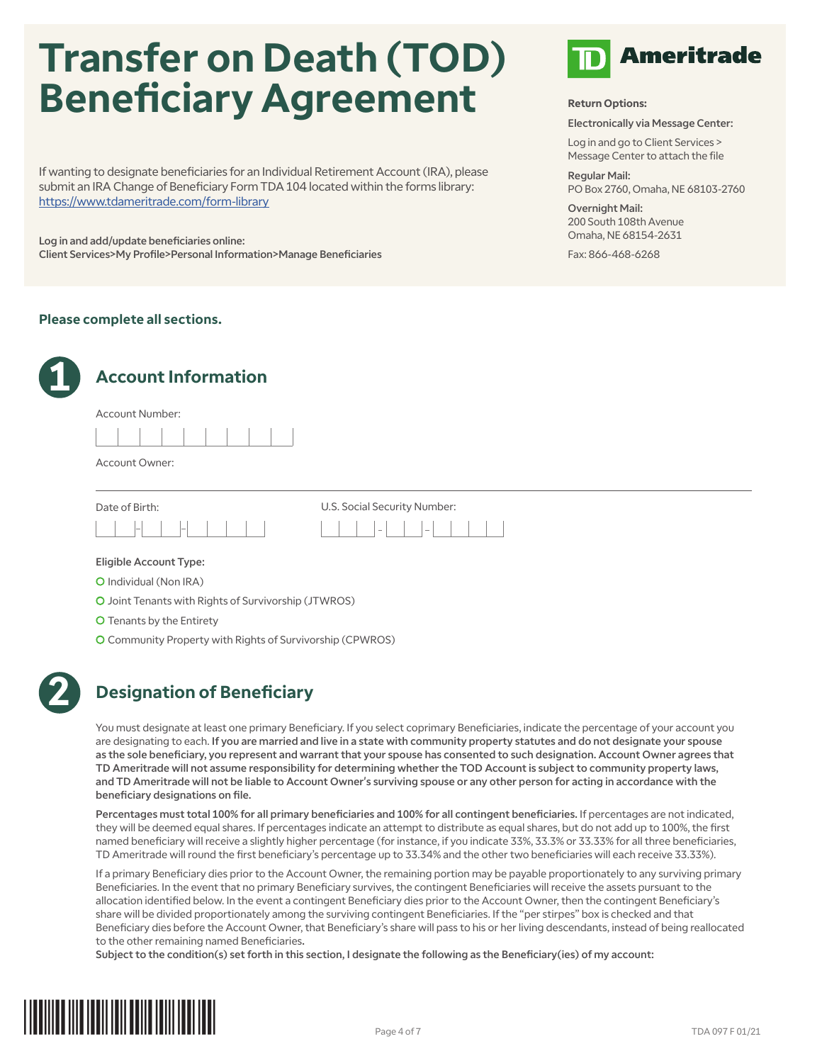# Transfer on Death (TOD) Beneficiary Agreement

**TD Ameritrade**

**Return Options:**

**Electronically via Message Center:**

Log in and go to Client Services > Message Center to attach the file

**Regular Mail:**
PO Box 2760, Omaha, NE 68103-2760

**Overnight Mail:**
200 South 108th Avenue
Omaha, NE 68154-2631

Fax: 866-468-6268

If wanting to designate beneficiaries for an Individual Retirement Account (IRA), please submit an IRA Change of Beneficiary Form TDA 104 located within the forms library: https://www.tdameritrade.com/form-library

Log in and add/update beneficiaries online:
Client Services>My Profile>Personal Information>Manage Beneficiaries

**Please complete all sections.**

## 1 Account Information

Account Number: ___________

Account Owner: ___________

Date of Birth: ___-___-_____

U.S. Social Security Number: ___-___-____

**Eligible Account Type:**

- ○ Individual (Non IRA)
- ○ Joint Tenants with Rights of Survivorship (JTWROS)
- ○ Tenants by the Entirety
- ○ Community Property with Rights of Survivorship (CPWROS)

## 2 Designation of Beneficiary

You must designate at least one primary Beneficiary. If you select coprimary Beneficiaries, indicate the percentage of your account you are designating to each. **If you are married and live in a state with community property statutes and do not designate your spouse as the sole beneficiary, you represent and warrant that your spouse has consented to such designation. Account Owner agrees that TD Ameritrade will not assume responsibility for determining whether the TOD Account is subject to community property laws, and TD Ameritrade will not be liable to Account Owner's surviving spouse or any other person for acting in accordance with the beneficiary designations on file.**

**Percentages must total 100% for all primary beneficiaries and 100% for all contingent beneficiaries.** If percentages are not indicated, they will be deemed equal shares. If percentages indicate an attempt to distribute as equal shares, but do not add up to 100%, the first named beneficiary will receive a slightly higher percentage (for instance, if you indicate 33%, 33.3% or 33.33% for all three beneficiaries, TD Ameritrade will round the first beneficiary's percentage up to 33.34% and the other two beneficiaries will each receive 33.33%).

If a primary Beneficiary dies prior to the Account Owner, the remaining portion may be payable proportionately to any surviving primary Beneficiaries. In the event that no primary Beneficiary survives, the contingent Beneficiaries will receive the assets pursuant to the allocation identified below. In the event a contingent Beneficiary dies prior to the Account Owner, then the contingent Beneficiary's share will be divided proportionately among the surviving contingent Beneficiaries. If the "per stirpes" box is checked and that Beneficiary dies before the Account Owner, that Beneficiary's share will pass to his or her living descendants, instead of being reallocated to the other remaining named Beneficiaries.

**Subject to the condition(s) set forth in this section, I designate the following as the Beneficiary(ies) of my account:**

TDA 097 F 01/21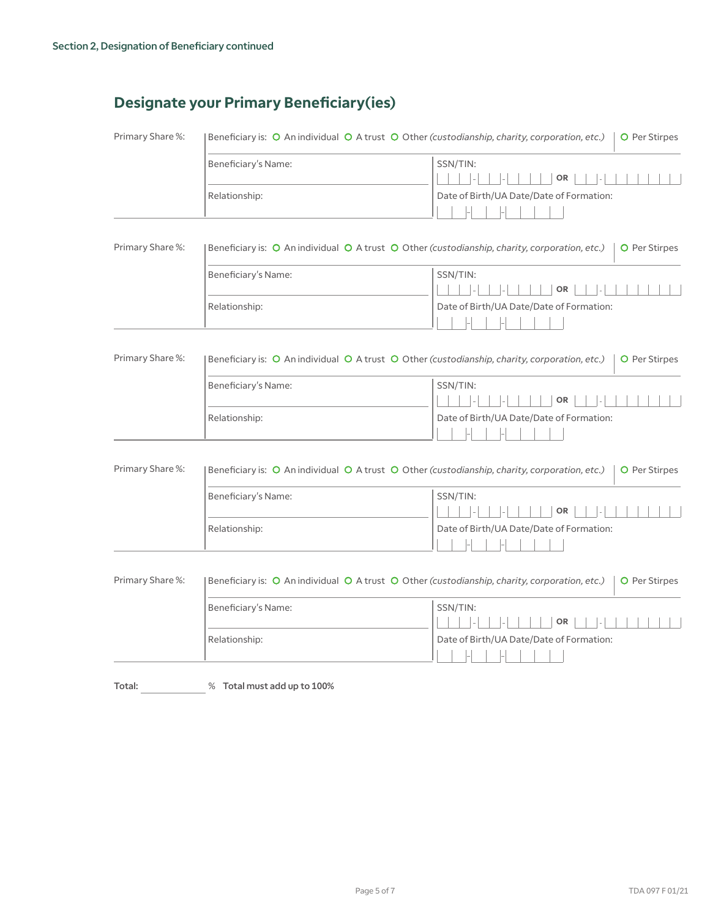Section 2, Designation of Beneficiary continued

## Designate your Primary Beneficiary(ies)

Primary Share %: ______

Beneficiary is: ○ An individual ○ A trust ○ Other *(custodianship, charity, corporation, etc.)* | ○ Per Stirpes

Beneficiary's Name: ______ | SSN/TIN: ___-__-____ **OR** __-_______

Relationship: ______ | Date of Birth/UA Date/Date of Formation: __-__-____

---

Primary Share %: ______

Beneficiary is: ○ An individual ○ A trust ○ Other *(custodianship, charity, corporation, etc.)* | ○ Per Stirpes

Beneficiary's Name: ______ | SSN/TIN: ___-__-____ **OR** __-_______

Relationship: ______ | Date of Birth/UA Date/Date of Formation: __-__-____

---

Primary Share %: ______

Beneficiary is: ○ An individual ○ A trust ○ Other *(custodianship, charity, corporation, etc.)* | ○ Per Stirpes

Beneficiary's Name: ______ | SSN/TIN: ___-__-____ **OR** __-_______

Relationship: ______ | Date of Birth/UA Date/Date of Formation: __-__-____

---

Primary Share %: ______

Beneficiary is: ○ An individual ○ A trust ○ Other *(custodianship, charity, corporation, etc.)* | ○ Per Stirpes

Beneficiary's Name: ______ | SSN/TIN: ___-__-____ **OR** __-_______

Relationship: ______ | Date of Birth/UA Date/Date of Formation: __-__-____

---

Primary Share %: ______

Beneficiary is: ○ An individual ○ A trust ○ Other *(custodianship, charity, corporation, etc.)* | ○ Per Stirpes

Beneficiary's Name: ______ | SSN/TIN: ___-__-____ **OR** __-_______

Relationship: ______ | Date of Birth/UA Date/Date of Formation: __-__-____

---

**Total:** ______ % **Total must add up to 100%**

TDA 097 F 01/21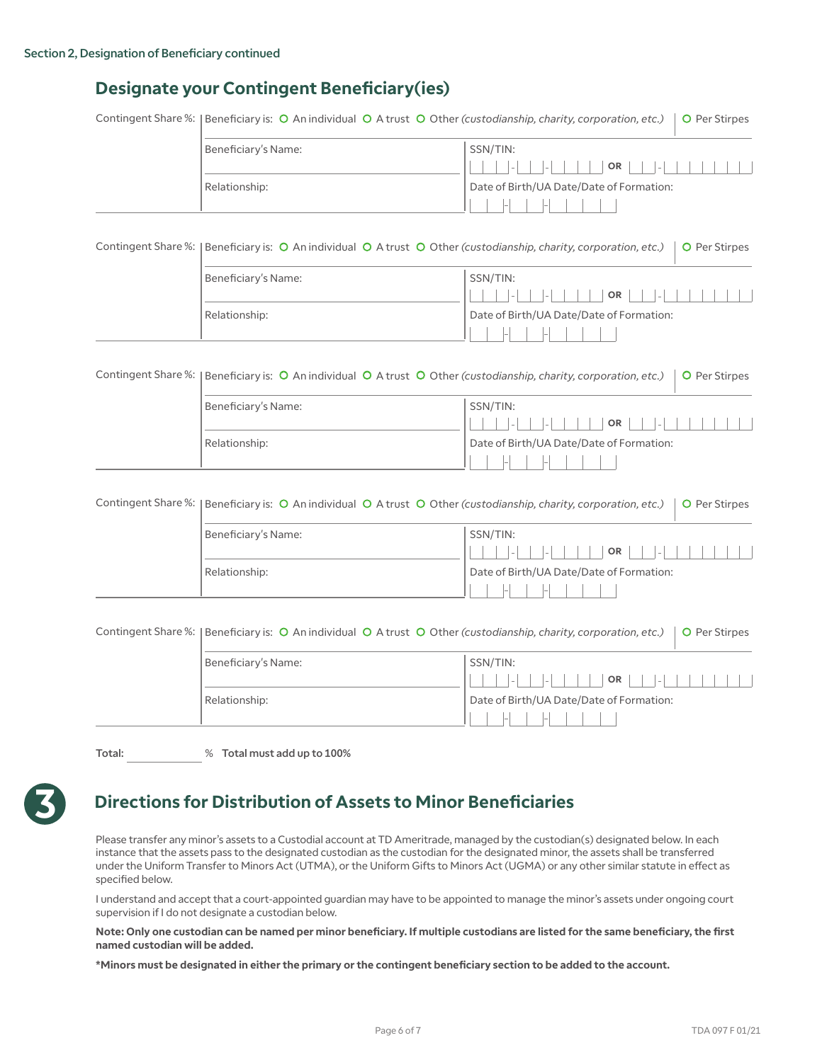Section 2, Designation of Beneficiary continued

## Designate your Contingent Beneficiary(ies)

Contingent Share %: | Beneficiary is: ○ An individual ○ A trust ○ Other *(custodianship, charity, corporation, etc.)* | ○ Per Stirpes

Beneficiary's Name: ____________________ SSN/TIN: ___-__-____ OR __-_______

Relationship: ____________________ Date of Birth/UA Date/Date of Formation: __-__-____

---

Contingent Share %: | Beneficiary is: ○ An individual ○ A trust ○ Other *(custodianship, charity, corporation, etc.)* | ○ Per Stirpes

Beneficiary's Name: ____________________ SSN/TIN: ___-__-____ OR __-_______

Relationship: ____________________ Date of Birth/UA Date/Date of Formation: __-__-____

---

Contingent Share %: | Beneficiary is: ○ An individual ○ A trust ○ Other *(custodianship, charity, corporation, etc.)* | ○ Per Stirpes

Beneficiary's Name: ____________________ SSN/TIN: ___-__-____ OR __-_______

Relationship: ____________________ Date of Birth/UA Date/Date of Formation: __-__-____

---

Contingent Share %: | Beneficiary is: ○ An individual ○ A trust ○ Other *(custodianship, charity, corporation, etc.)* | ○ Per Stirpes

Beneficiary's Name: ____________________ SSN/TIN: ___-__-____ OR __-_______

Relationship: ____________________ Date of Birth/UA Date/Date of Formation: __-__-____

---

Contingent Share %: | Beneficiary is: ○ An individual ○ A trust ○ Other *(custodianship, charity, corporation, etc.)* | ○ Per Stirpes

Beneficiary's Name: ____________________ SSN/TIN: ___-__-____ OR __-_______

Relationship: ____________________ Date of Birth/UA Date/Date of Formation: __-__-____

---

**Total:** __________ % **Total must add up to 100%**

## 3 Directions for Distribution of Assets to Minor Beneficiaries

Please transfer any minor's assets to a Custodial account at TD Ameritrade, managed by the custodian(s) designated below. In each instance that the assets pass to the designated custodian as the custodian for the designated minor, the assets shall be transferred under the Uniform Transfer to Minors Act (UTMA), or the Uniform Gifts to Minors Act (UGMA) or any other similar statute in effect as specified below.

I understand and accept that a court-appointed guardian may have to be appointed to manage the minor's assets under ongoing court supervision if I do not designate a custodian below.

**Note: Only one custodian can be named per minor beneficiary. If multiple custodians are listed for the same beneficiary, the first named custodian will be added.**

**\*Minors must be designated in either the primary or the contingent beneficiary section to be added to the account.**

TDA 097 F 01/21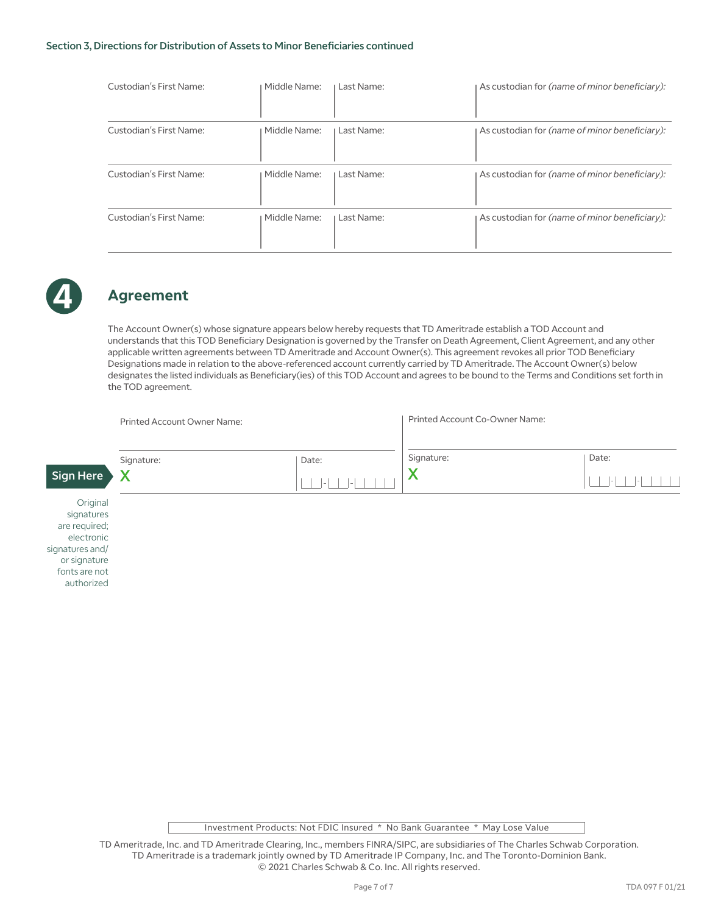### Section 3, Directions for Distribution of Assets to Minor Beneficiaries continued

| Custodian's First Name: | Middle Name: | Last Name: | As custodian for *(name of minor beneficiary):* |
|---|---|---|---|
| Custodian's First Name: | Middle Name: | Last Name: | As custodian for *(name of minor beneficiary):* |
| Custodian's First Name: | Middle Name: | Last Name: | As custodian for *(name of minor beneficiary):* |
| Custodian's First Name: | Middle Name: | Last Name: | As custodian for *(name of minor beneficiary):* |

## 4 Agreement

The Account Owner(s) whose signature appears below hereby requests that TD Ameritrade establish a TOD Account and understands that this TOD Beneficiary Designation is governed by the Transfer on Death Agreement, Client Agreement, and any other applicable written agreements between TD Ameritrade and Account Owner(s). This agreement revokes all prior TOD Beneficiary Designations made in relation to the above-referenced account currently carried by TD Ameritrade. The Account Owner(s) below designates the listed individuals as Beneficiary(ies) of this TOD Account and agrees to be bound to the Terms and Conditions set forth in the TOD agreement.

| Printed Account Owner Name: | | Printed Account Co-Owner Name: | |
|---|---|---|---|
| Signature: X | Date: \_\_-\_\_-\_\_\_\_ | Signature: X | Date: \_\_-\_\_-\_\_\_\_ |

**Sign Here**

Original signatures are required; electronic signatures and/or signature fonts are not authorized

Investment Products: Not FDIC Insured * No Bank Guarantee * May Lose Value

TD Ameritrade, Inc. and TD Ameritrade Clearing, Inc., members FINRA/SIPC, are subsidiaries of The Charles Schwab Corporation. TD Ameritrade is a trademark jointly owned by TD Ameritrade IP Company, Inc. and The Toronto-Dominion Bank. © 2021 Charles Schwab & Co. Inc. All rights reserved.

TDA 097 F 01/21